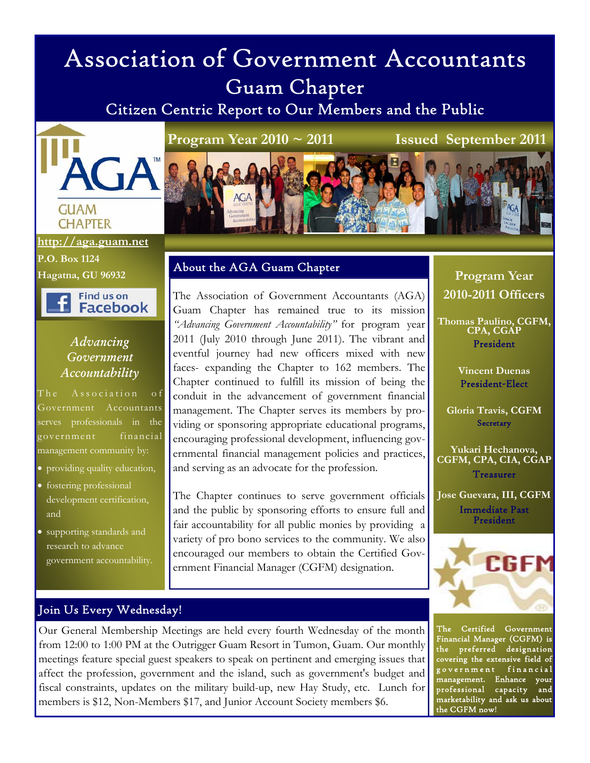# Association of Government Accountants

## Guam Chapter

### Citizen Centric Report to Our Members and the Public

**Program Year 2010 ~ 2011** **Issued September 2011**

http://aga.guam.net

**P.O. Box 1124**
**Hagatna, GU 96932**

Find us on Facebook

### *Advancing Government Accountability*

The Association of Government Accountants serves professionals in the government financial management community by:

- providing quality education,
- fostering professional development certification, and
- supporting standards and research to advance government accountability.

## About the AGA Guam Chapter

The Association of Government Accountants (AGA) Guam Chapter has remained true to its mission *"Advancing Government Accountability"* for program year 2011 (July 2010 through June 2011). The vibrant and eventful journey had new officers mixed with new faces- expanding the Chapter to 162 members. The Chapter continued to fulfill its mission of being the conduit in the advancement of government financial management. The Chapter serves its members by providing or sponsoring appropriate educational programs, encouraging professional development, influencing governmental financial management policies and practices, and serving as an advocate for the profession.

The Chapter continues to serve government officials and the public by sponsoring efforts to ensure full and fair accountability for all public monies by providing a variety of pro bono services to the community. We also encouraged our members to obtain the Certified Government Financial Manager (CGFM) designation.

## Program Year 2010-2011 Officers

**Thomas Paulino, CGFM, CPA, CGAP**
President

**Vincent Duenas**
President-Elect

**Gloria Travis, CGFM**
Secretary

**Yukari Hechanova, CGFM, CPA, CIA, CGAP**
Treasurer

**Jose Guevara, III, CGFM**
Immediate Past President

**The Certified Government Financial Manager (CGFM) is the preferred designation covering the extensive field of government financial management. Enhance your professional capacity and marketability and ask us about the CGFM now!**

## Join Us Every Wednesday!

Our General Membership Meetings are held every fourth Wednesday of the month from 12:00 to 1:00 PM at the Outrigger Guam Resort in Tumon, Guam. Our monthly meetings feature special guest speakers to speak on pertinent and emerging issues that affect the profession, government and the island, such as government's budget and fiscal constraints, updates on the military build-up, new Hay Study, etc. Lunch for members is $12, Non-Members $17, and Junior Account Society members $6.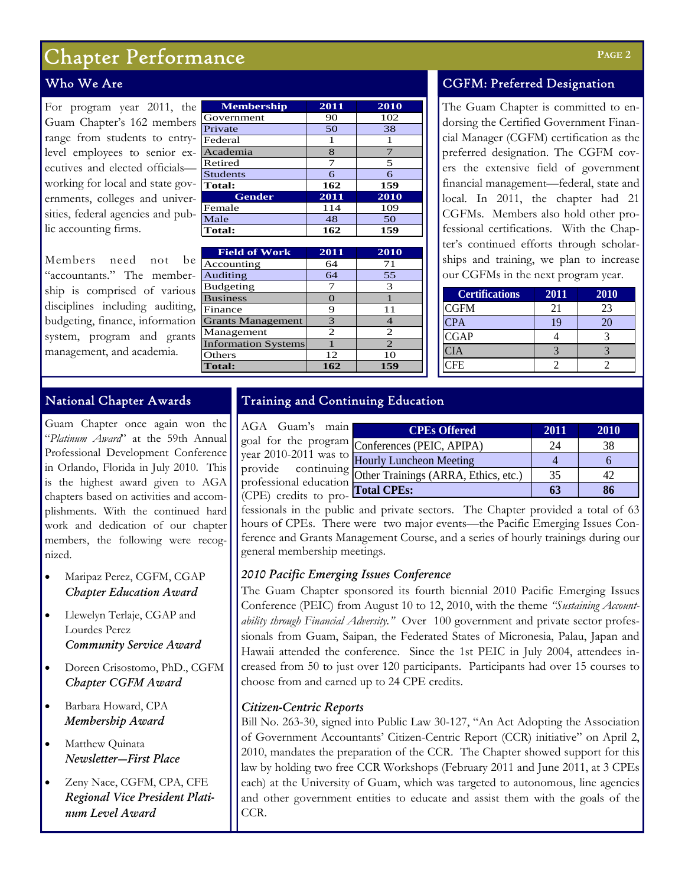# Chapter Performance

## Who We Are

For program year 2011, the Guam Chapter's 162 members range from students to entry-level employees to senior executives and elected officials—working for local and state governments, colleges and universities, federal agencies and public accounting firms.

Members need not be "accountants." The membership is comprised of various disciplines including auditing, budgeting, finance, information system, program and grants management, and academia.

| Membership | 2011 | 2010 |
|---|---|---|
| Government | 90 | 102 |
| Private | 50 | 38 |
| Federal | 1 | 1 |
| Academia | 8 | 7 |
| Retired | 7 | 5 |
| Students | 6 | 6 |
| **Total:** | **162** | **159** |

| Gender | 2011 | 2010 |
|---|---|---|
| Female | 114 | 109 |
| Male | 48 | 50 |
| **Total:** | **162** | **159** |

| Field of Work | 2011 | 2010 |
|---|---|---|
| Accounting | 64 | 71 |
| Auditing | 64 | 55 |
| Budgeting | 7 | 3 |
| Business | 0 | 1 |
| Finance | 9 | 11 |
| Grants Management | 3 | 4 |
| Management | 2 | 2 |
| Information Systems | 1 | 2 |
| Others | 12 | 10 |
| **Total:** | **162** | **159** |

## CGFM: Preferred Designation

The Guam Chapter is committed to endorsing the Certified Government Financial Manager (CGFM) certification as the preferred designation. The CGFM covers the extensive field of government financial management—federal, state and local. In 2011, the chapter had 21 CGFMs. Members also hold other professional certifications. With the Chapter's continued efforts through scholarships and training, we plan to increase our CGFMs in the next program year.

| Certifications | 2011 | 2010 |
|---|---|---|
| CGFM | 21 | 23 |
| CPA | 19 | 20 |
| CGAP | 4 | 3 |
| CIA | 3 | 3 |
| CFE | 2 | 2 |

## National Chapter Awards

Guam Chapter once again won the "*Platinum Award*" at the 59th Annual Professional Development Conference in Orlando, Florida in July 2010. This is the highest award given to AGA chapters based on activities and accomplishments. With the continued hard work and dedication of our chapter members, the following were recognized.

- Maripaz Perez, CGFM, CGAP
  ***Chapter Education Award***
- Llewelyn Terlaje, CGAP and Lourdes Perez
  ***Community Service Award***
- Doreen Crisostomo, PhD., CGFM
  ***Chapter CGFM Award***
- Barbara Howard, CPA
  ***Membership Award***
- Matthew Quinata
  ***Newsletter—First Place***
- Zeny Nace, CGFM, CPA, CFE
  ***Regional Vice President Platinum Level Award***

## Training and Continuing Education

| CPEs Offered | 2011 | 2010 |
|---|---|---|
| Conferences (PEIC, APIPA) | 24 | 38 |
| Hourly Luncheon Meeting | 4 | 6 |
| Other Trainings (ARRA, Ethics, etc.) | 35 | 42 |
| **Total CPEs:** | **63** | **86** |

AGA Guam's main goal for the program year 2010-2011 was to provide continuing professional education (CPE) credits to professionals in the public and private sectors. The Chapter provided a total of 63 hours of CPEs. There were two major events—the Pacific Emerging Issues Conference and Grants Management Course, and a series of hourly trainings during our general membership meetings.

### *2010 Pacific Emerging Issues Conference*

The Guam Chapter sponsored its fourth biennial 2010 Pacific Emerging Issues Conference (PEIC) from August 10 to 12, 2010, with the theme *"Sustaining Accountability through Financial Adversity."* Over 100 government and private sector professionals from Guam, Saipan, the Federated States of Micronesia, Palau, Japan and Hawaii attended the conference. Since the 1st PEIC in July 2004, attendees increased from 50 to just over 120 participants. Participants had over 15 courses to choose from and earned up to 24 CPE credits.

### *Citizen-Centric Reports*

Bill No. 263-30, signed into Public Law 30-127, "An Act Adopting the Association of Government Accountants' Citizen-Centric Report (CCR) initiative" on April 2, 2010, mandates the preparation of the CCR. The Chapter showed support for this law by holding two free CCR Workshops (February 2011 and June 2011, at 3 CPEs each) at the University of Guam, which was targeted to autonomous, line agencies and other government entities to educate and assist them with the goals of the CCR.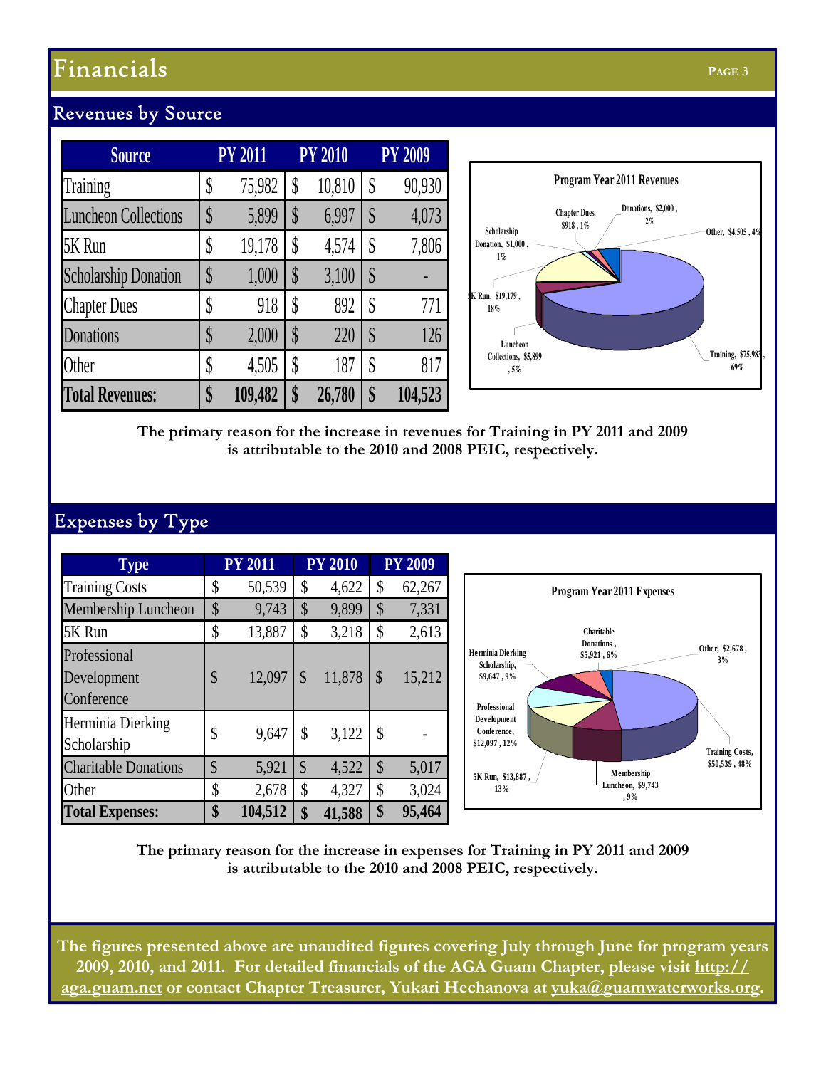# Financials

## Revenues by Source

| Source | PY 2011 | PY 2010 | PY 2009 |
|---|---|---|---|
| Training | $ 75,982 | $ 10,810 | $ 90,930 |
| Luncheon Collections | $ 5,899 | $ 6,997 | $ 4,073 |
| 5K Run | $ 19,178 | $ 4,574 | $ 7,806 |
| Scholarship Donation | $ 1,000 | $ 3,100 | $ - |
| Chapter Dues | $ 918 | $ 892 | $ 771 |
| Donations | $ 2,000 | $ 220 | $ 126 |
| Other | $ 4,505 | $ 187 | $ 817 |
| **Total Revenues:** | **$ 109,482** | **$ 26,780** | **$ 104,523** |

**Program Year 2011 Revenues**

- Training, $75,983, 69%
- Luncheon Collections, $5,899, 5%
- 5K Run, $19,179, 18%
- Scholarship Donation, $1,000, 1%
- Chapter Dues, $918, 1%
- Donations, $2,000, 2%
- Other, $4,505, 4%

**The primary reason for the increase in revenues for Training in PY 2011 and 2009 is attributable to the 2010 and 2008 PEIC, respectively.**

## Expenses by Type

| Type | PY 2011 | PY 2010 | PY 2009 |
|---|---|---|---|
| Training Costs | $ 50,539 | $ 4,622 | $ 62,267 |
| Membership Luncheon | $ 9,743 | $ 9,899 | $ 7,331 |
| 5K Run | $ 13,887 | $ 3,218 | $ 2,613 |
| Professional Development Conference | $ 12,097 | $ 11,878 | $ 15,212 |
| Herminia Dierking Scholarship | $ 9,647 | $ 3,122 | $ - |
| Charitable Donations | $ 5,921 | $ 4,522 | $ 5,017 |
| Other | $ 2,678 | $ 4,327 | $ 3,024 |
| **Total Expenses:** | **$ 104,512** | **$ 41,588** | **$ 95,464** |

**Program Year 2011 Expenses**

- Training Costs, $50,539, 48%
- Membership Luncheon, $9,743, 9%
- 5K Run, $13,887, 13%
- Professional Development Conference, $12,097, 12%
- Herminia Dierking Scholarship, $9,647, 9%
- Charitable Donations, $5,921, 6%
- Other, $2,678, 3%

**The primary reason for the increase in expenses for Training in PY 2011 and 2009 is attributable to the 2010 and 2008 PEIC, respectively.**

**The figures presented above are unaudited figures covering July through June for program years 2009, 2010, and 2011. For detailed financials of the AGA Guam Chapter, please visit http://aga.guam.net or contact Chapter Treasurer, Yukari Hechanova at yuka@guamwaterworks.org.**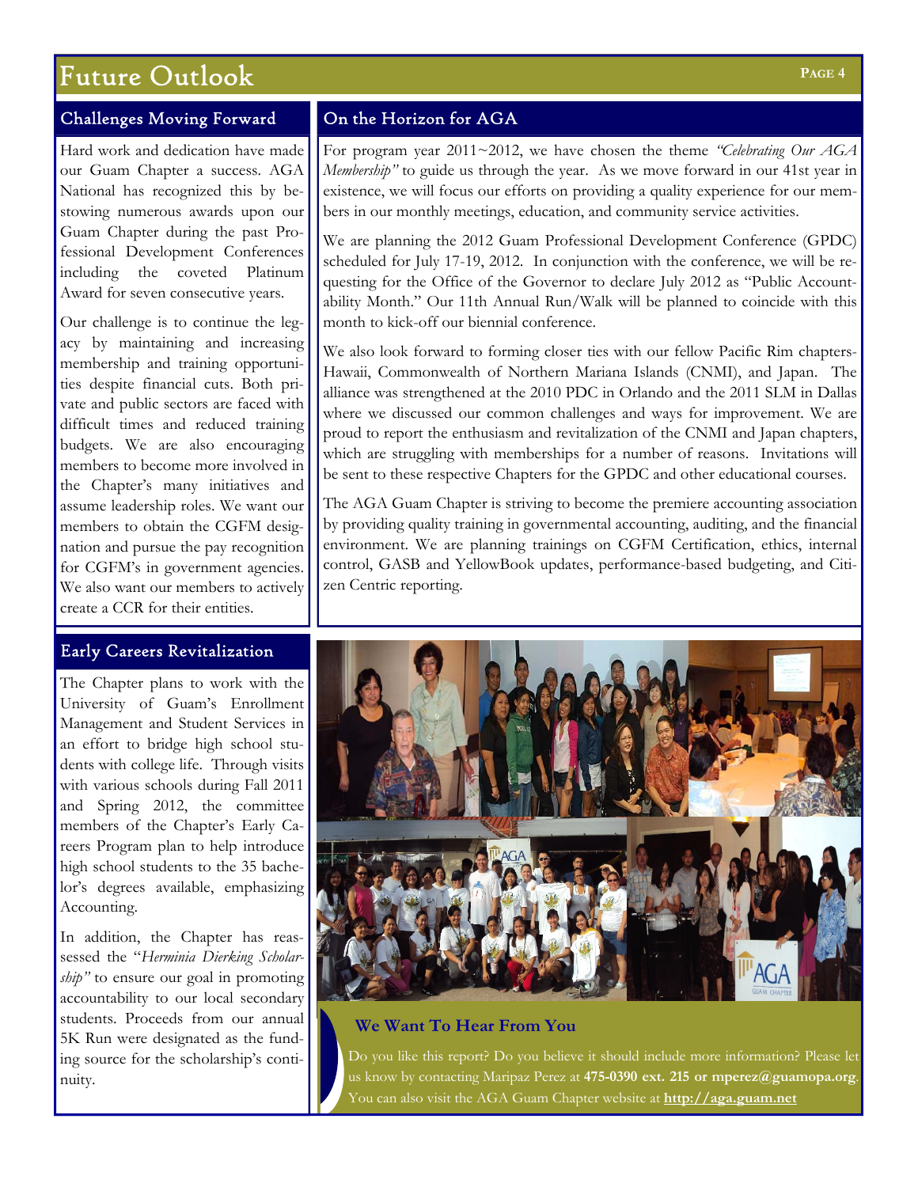# Future Outlook

## Challenges Moving Forward

Hard work and dedication have made our Guam Chapter a success. AGA National has recognized this by bestowing numerous awards upon our Guam Chapter during the past Professional Development Conferences including the coveted Platinum Award for seven consecutive years.

Our challenge is to continue the legacy by maintaining and increasing membership and training opportunities despite financial cuts. Both private and public sectors are faced with difficult times and reduced training budgets. We are also encouraging members to become more involved in the Chapter's many initiatives and assume leadership roles. We want our members to obtain the CGFM designation and pursue the pay recognition for CGFM's in government agencies. We also want our members to actively create a CCR for their entities.

## On the Horizon for AGA

For program year 2011~2012, we have chosen the theme *"Celebrating Our AGA Membership"* to guide us through the year. As we move forward in our 41st year in existence, we will focus our efforts on providing a quality experience for our members in our monthly meetings, education, and community service activities.

We are planning the 2012 Guam Professional Development Conference (GPDC) scheduled for July 17-19, 2012. In conjunction with the conference, we will be requesting for the Office of the Governor to declare July 2012 as "Public Accountability Month." Our 11th Annual Run/Walk will be planned to coincide with this month to kick-off our biennial conference.

We also look forward to forming closer ties with our fellow Pacific Rim chapters-Hawaii, Commonwealth of Northern Mariana Islands (CNMI), and Japan. The alliance was strengthened at the 2010 PDC in Orlando and the 2011 SLM in Dallas where we discussed our common challenges and ways for improvement. We are proud to report the enthusiasm and revitalization of the CNMI and Japan chapters, which are struggling with memberships for a number of reasons. Invitations will be sent to these respective Chapters for the GPDC and other educational courses.

The AGA Guam Chapter is striving to become the premiere accounting association by providing quality training in governmental accounting, auditing, and the financial environment. We are planning trainings on CGFM Certification, ethics, internal control, GASB and YellowBook updates, performance-based budgeting, and Citizen Centric reporting.

## Early Careers Revitalization

The Chapter plans to work with the University of Guam's Enrollment Management and Student Services in an effort to bridge high school students with college life. Through visits with various schools during Fall 2011 and Spring 2012, the committee members of the Chapter's Early Careers Program plan to help introduce high school students to the 35 bachelor's degrees available, emphasizing Accounting.

In addition, the Chapter has reassessed the "*Herminia Dierking Scholarship"* to ensure our goal in promoting accountability to our local secondary students. Proceeds from our annual 5K Run were designated as the funding source for the scholarship's continuity.

### We Want To Hear From You

Do you like this report? Do you believe it should include more information? Please let us know by contacting Maripaz Perez at **475-0390 ext. 215 or mperez@guamopa.org**. You can also visit the AGA Guam Chapter website at **http://aga.guam.net**